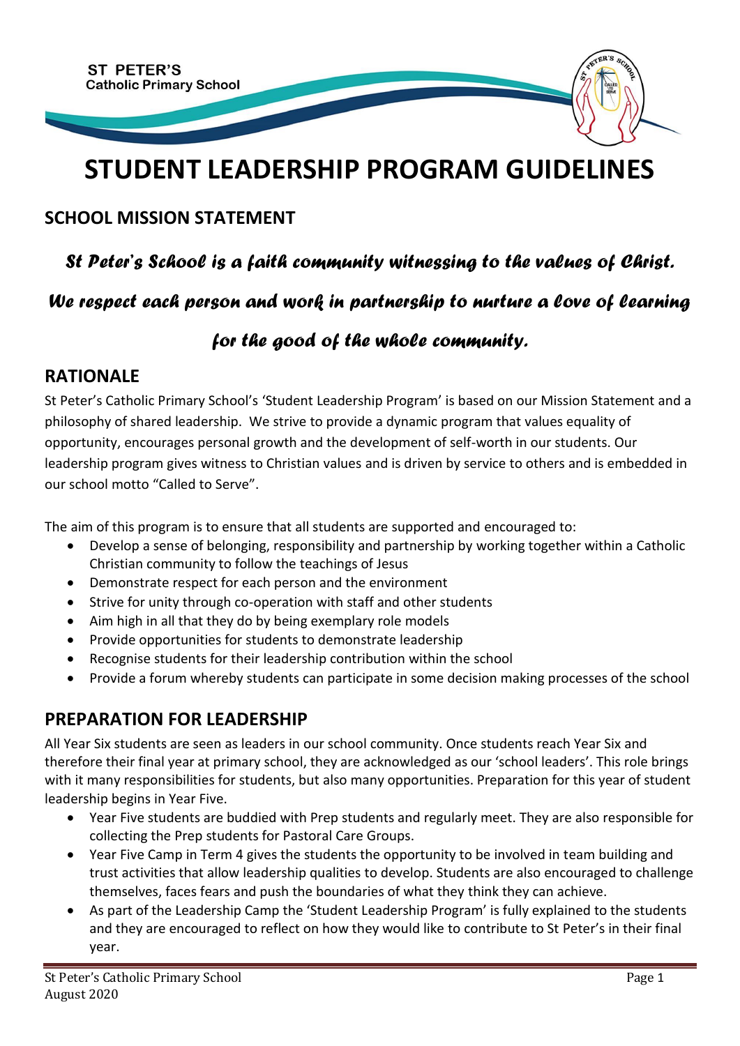**ST PETER'S**
**Catholic Primary School**

# STUDENT LEADERSHIP PROGRAM GUIDELINES

## SCHOOL MISSION STATEMENT

*St Peter's School is a faith community witnessing to the values of Christ.*

*We respect each person and work in partnership to nurture a love of learning*

*for the good of the whole community.*

## RATIONALE

St Peter's Catholic Primary School's 'Student Leadership Program' is based on our Mission Statement and a philosophy of shared leadership. We strive to provide a dynamic program that values equality of opportunity, encourages personal growth and the development of self-worth in our students. Our leadership program gives witness to Christian values and is driven by service to others and is embedded in our school motto "Called to Serve".

The aim of this program is to ensure that all students are supported and encouraged to:

- Develop a sense of belonging, responsibility and partnership by working together within a Catholic Christian community to follow the teachings of Jesus
- Demonstrate respect for each person and the environment
- Strive for unity through co-operation with staff and other students
- Aim high in all that they do by being exemplary role models
- Provide opportunities for students to demonstrate leadership
- Recognise students for their leadership contribution within the school
- Provide a forum whereby students can participate in some decision making processes of the school

## PREPARATION FOR LEADERSHIP

All Year Six students are seen as leaders in our school community. Once students reach Year Six and therefore their final year at primary school, they are acknowledged as our 'school leaders'. This role brings with it many responsibilities for students, but also many opportunities. Preparation for this year of student leadership begins in Year Five.

- Year Five students are buddied with Prep students and regularly meet. They are also responsible for collecting the Prep students for Pastoral Care Groups.
- Year Five Camp in Term 4 gives the students the opportunity to be involved in team building and trust activities that allow leadership qualities to develop. Students are also encouraged to challenge themselves, faces fears and push the boundaries of what they think they can achieve.
- As part of the Leadership Camp the 'Student Leadership Program' is fully explained to the students and they are encouraged to reflect on how they would like to contribute to St Peter's in their final year.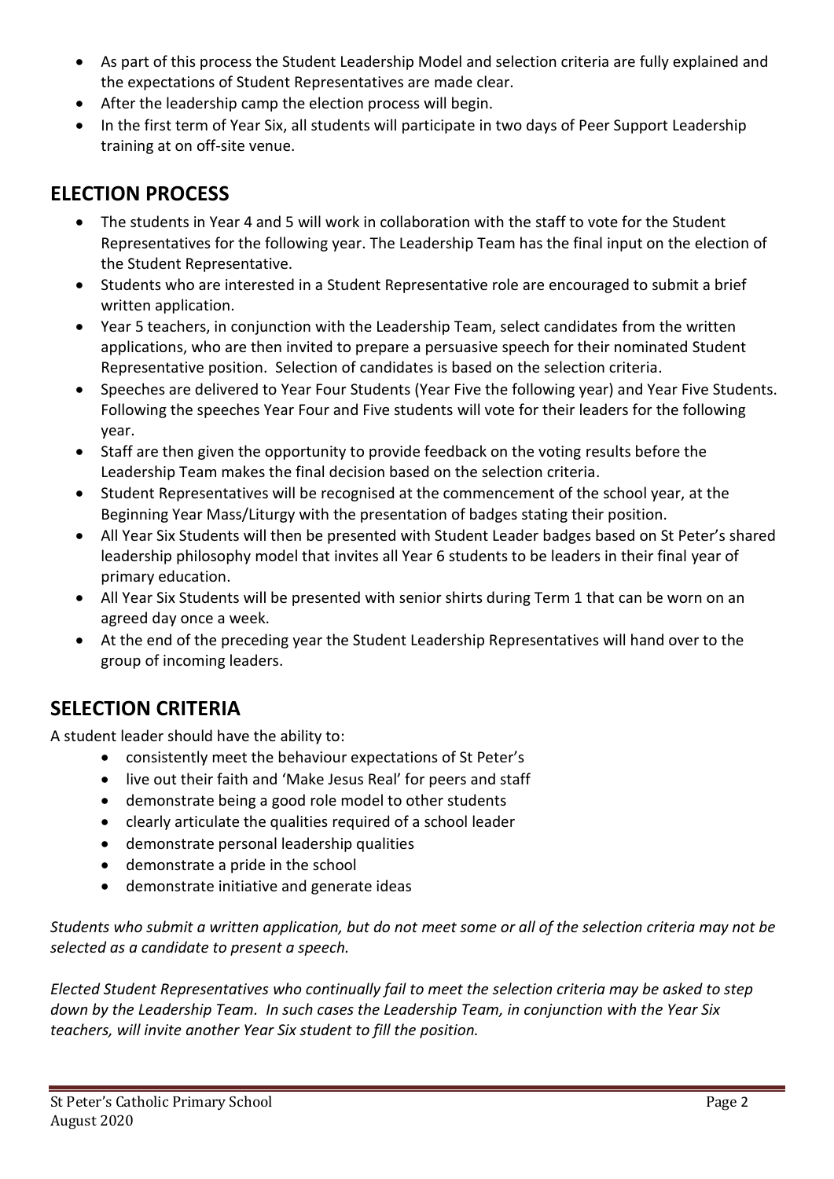- As part of this process the Student Leadership Model and selection criteria are fully explained and the expectations of Student Representatives are made clear.
- After the leadership camp the election process will begin.
- In the first term of Year Six, all students will participate in two days of Peer Support Leadership training at on off-site venue.

## ELECTION PROCESS

- The students in Year 4 and 5 will work in collaboration with the staff to vote for the Student Representatives for the following year. The Leadership Team has the final input on the election of the Student Representative.
- Students who are interested in a Student Representative role are encouraged to submit a brief written application.
- Year 5 teachers, in conjunction with the Leadership Team, select candidates from the written applications, who are then invited to prepare a persuasive speech for their nominated Student Representative position. Selection of candidates is based on the selection criteria.
- Speeches are delivered to Year Four Students (Year Five the following year) and Year Five Students. Following the speeches Year Four and Five students will vote for their leaders for the following year.
- Staff are then given the opportunity to provide feedback on the voting results before the Leadership Team makes the final decision based on the selection criteria.
- Student Representatives will be recognised at the commencement of the school year, at the Beginning Year Mass/Liturgy with the presentation of badges stating their position.
- All Year Six Students will then be presented with Student Leader badges based on St Peter's shared leadership philosophy model that invites all Year 6 students to be leaders in their final year of primary education.
- All Year Six Students will be presented with senior shirts during Term 1 that can be worn on an agreed day once a week.
- At the end of the preceding year the Student Leadership Representatives will hand over to the group of incoming leaders.

## SELECTION CRITERIA

A student leader should have the ability to:

- consistently meet the behaviour expectations of St Peter's
- live out their faith and 'Make Jesus Real' for peers and staff
- demonstrate being a good role model to other students
- clearly articulate the qualities required of a school leader
- demonstrate personal leadership qualities
- demonstrate a pride in the school
- demonstrate initiative and generate ideas

*Students who submit a written application, but do not meet some or all of the selection criteria may not be selected as a candidate to present a speech.*

*Elected Student Representatives who continually fail to meet the selection criteria may be asked to step down by the Leadership Team. In such cases the Leadership Team, in conjunction with the Year Six teachers, will invite another Year Six student to fill the position.*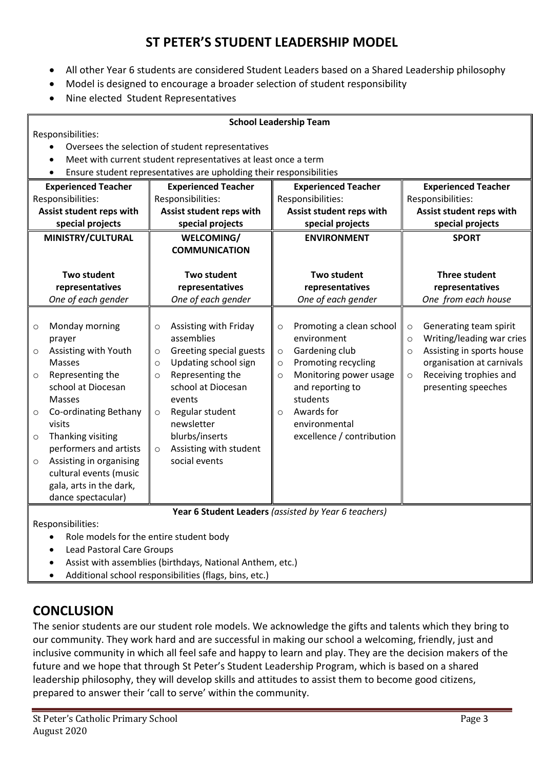# ST PETER'S STUDENT LEADERSHIP MODEL

- All other Year 6 students are considered Student Leaders based on a Shared Leadership philosophy
- Model is designed to encourage a broader selection of student responsibility
- Nine elected Student Representatives

**School Leadership Team**

Responsibilities:

- Oversees the selection of student representatives
- Meet with current student representatives at least once a term
- Ensure student representatives are upholding their responsibilities

| **Experienced Teacher** | **Experienced Teacher** | **Experienced Teacher** | **Experienced Teacher** |
|---|---|---|---|
| Responsibilities: **Assist student reps with special projects** | Responsibilities: **Assist student reps with special projects** | Responsibilities: **Assist student reps with special projects** | Responsibilities: **Assist student reps with special projects** |
| **MINISTRY/CULTURAL** | **WELCOMING/ COMMUNICATION** | **ENVIRONMENT** | **SPORT** |
| **Two student representatives** *One of each gender* | **Two student representatives** *One of each gender* | **Two student representatives** *One of each gender* | **Three student representatives** *One from each house* |
| ○ Monday morning prayer<br>○ Assisting with Youth Masses<br>○ Representing the school at Diocesan Masses<br>○ Co-ordinating Bethany visits<br>○ Thanking visiting performers and artists<br>○ Assisting in organising cultural events (music gala, arts in the dark, dance spectacular) | ○ Assisting with Friday assemblies<br>○ Greeting special guests<br>○ Updating school sign<br>○ Representing the school at Diocesan events<br>○ Regular student newsletter blurbs/inserts<br>○ Assisting with student social events | ○ Promoting a clean school environment<br>○ Gardening club<br>○ Promoting recycling<br>○ Monitoring power usage and reporting to students<br>○ Awards for environmental excellence / contribution | ○ Generating team spirit<br>○ Writing/leading war cries<br>○ Assisting in sports house organisation at carnivals<br>○ Receiving trophies and presenting speeches |

**Year 6 Student Leaders** *(assisted by Year 6 teachers)*

Responsibilities:

- Role models for the entire student body
- Lead Pastoral Care Groups
- Assist with assemblies (birthdays, National Anthem, etc.)
- Additional school responsibilities (flags, bins, etc.)

## CONCLUSION

The senior students are our student role models. We acknowledge the gifts and talents which they bring to our community. They work hard and are successful in making our school a welcoming, friendly, just and inclusive community in which all feel safe and happy to learn and play. They are the decision makers of the future and we hope that through St Peter's Student Leadership Program, which is based on a shared leadership philosophy, they will develop skills and attitudes to assist them to become good citizens, prepared to answer their 'call to serve' within the community.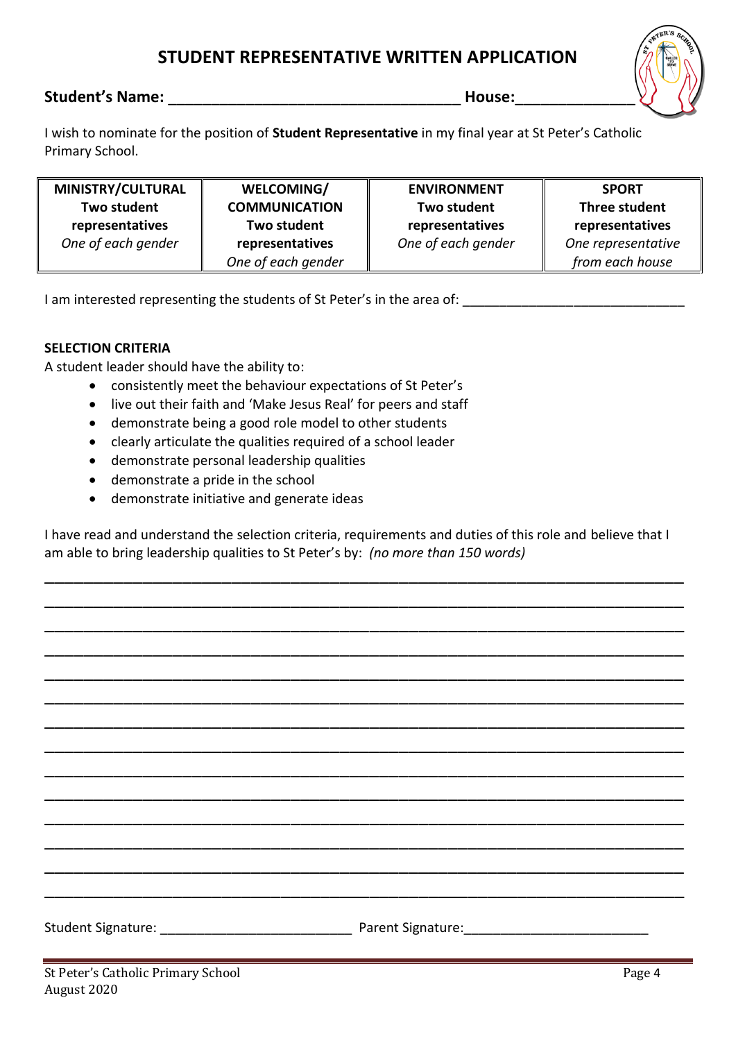# STUDENT REPRESENTATIVE WRITTEN APPLICATION

**Student's Name:** ___________________________________ **House:**_____________

I wish to nominate for the position of **Student Representative** in my final year at St Peter's Catholic Primary School.

| | | | |
|---|---|---|---|
| **MINISTRY/CULTURAL**<br>**Two student representatives**<br>*One of each gender* | **WELCOMING/ COMMUNICATION**<br>**Two student representatives**<br>*One of each gender* | **ENVIRONMENT**<br>**Two student representatives**<br>*One of each gender* | **SPORT**<br>**Three student representatives**<br>*One representative from each house* |

I am interested representing the students of St Peter's in the area of: _____________________________

**SELECTION CRITERIA**

A student leader should have the ability to:

- consistently meet the behaviour expectations of St Peter's
- live out their faith and 'Make Jesus Real' for peers and staff
- demonstrate being a good role model to other students
- clearly articulate the qualities required of a school leader
- demonstrate personal leadership qualities
- demonstrate a pride in the school
- demonstrate initiative and generate ideas

I have read and understand the selection criteria, requirements and duties of this role and believe that I am able to bring leadership qualities to St Peter's by: *(no more than 150 words)*

______________________________________________________________________________

______________________________________________________________________________

______________________________________________________________________________

______________________________________________________________________________

______________________________________________________________________________

______________________________________________________________________________

______________________________________________________________________________

______________________________________________________________________________

______________________________________________________________________________

______________________________________________________________________________

______________________________________________________________________________

______________________________________________________________________________

______________________________________________________________________________

______________________________________________________________________________

Student Signature: _________________________ Parent Signature:________________________

St Peter's Catholic Primary School
August 2020